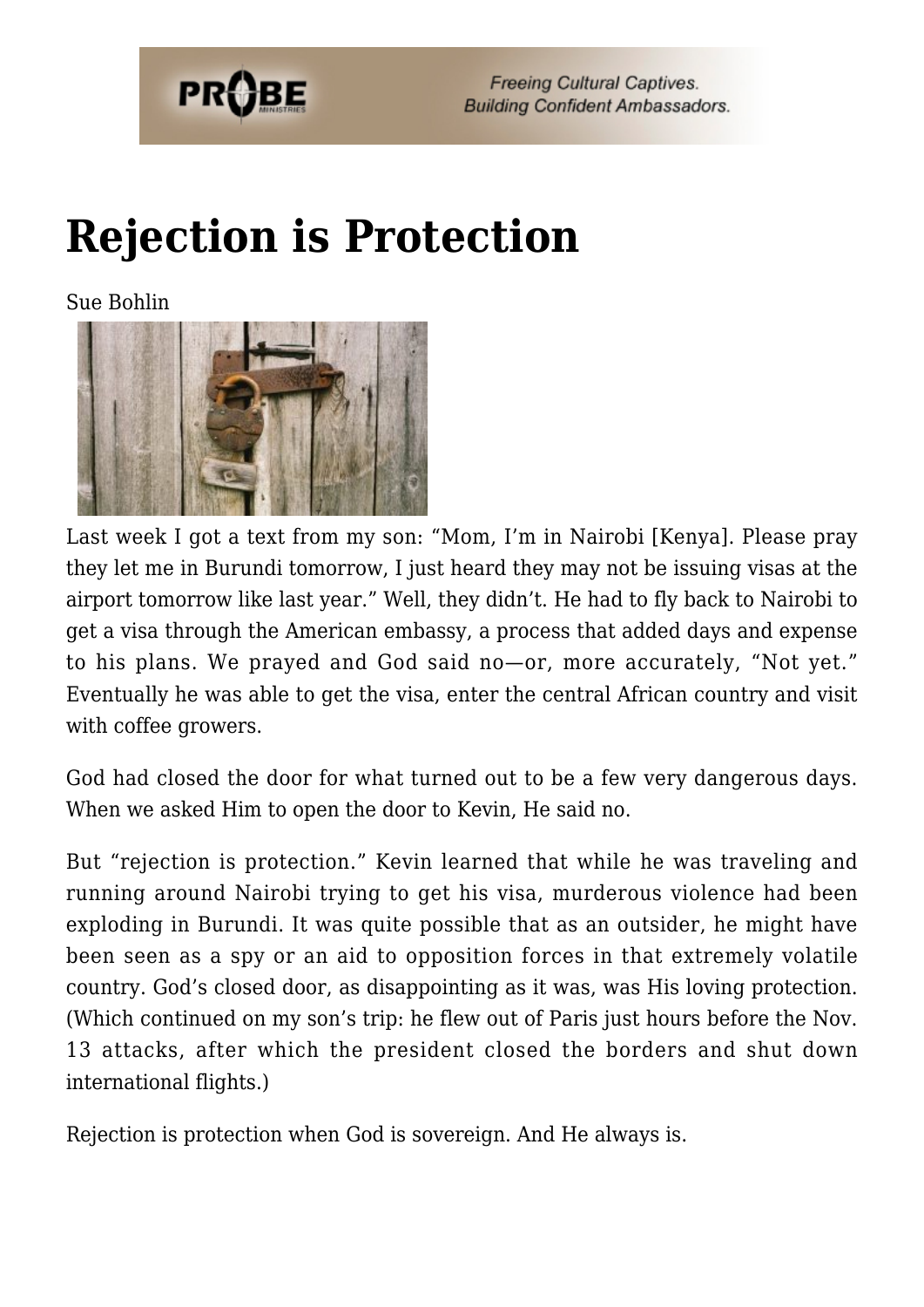# Rejection is Protection

Sue Bohlin

Last week I got a text from my son: "Mom, I'm in Nairobi [Kenya]. Please pray they let me in Burundi tomorrow, I just heard they may not be issuing visas at the airport tomorrow like last year." Well, they didn't. He had to fly back to Nairobi to get a visa through the American embassy, a process that added days and expense to his plans. We prayed and God said no—or, more accurately, "Not yet." Eventually he was able to get the visa, enter the central African country and visit with coffee growers.

God had closed the door for what turned out to be a few very dangerous days. When we asked Him to open the door to Kevin, He said no.

But "rejection is protection." Kevin learned that while he was traveling and running around Nairobi trying to get his visa, murderous violence had been exploding in Burundi. It was quite possible that as an outsider, he might have been seen as a spy or an aid to opposition forces in that extremely volatile country. God's closed door, as disappointing as it was, was His loving protection. (Which continued on my son's trip: he flew out of Paris just hours before the Nov. 13 attacks, after which the president closed the borders and shut down international flights.)

Rejection is protection when God is sovereign. And He always is.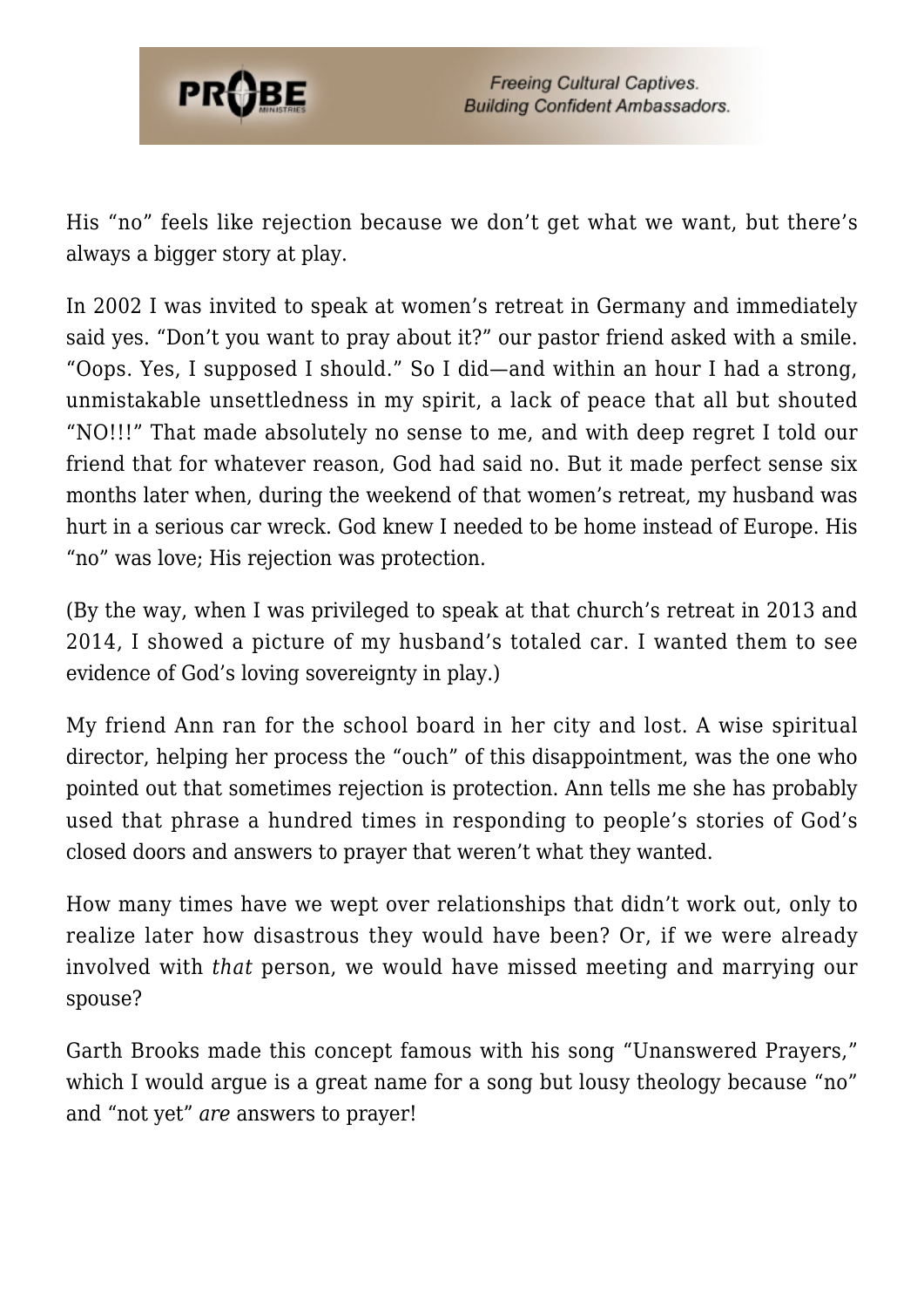His “no” feels like rejection because we don’t get what we want, but there’s always a bigger story at play.

In 2002 I was invited to speak at women’s retreat in Germany and immediately said yes. “Don’t you want to pray about it?” our pastor friend asked with a smile. “Oops. Yes, I supposed I should.” So I did—and within an hour I had a strong, unmistakable unsettledness in my spirit, a lack of peace that all but shouted “NO!!!” That made absolutely no sense to me, and with deep regret I told our friend that for whatever reason, God had said no. But it made perfect sense six months later when, during the weekend of that women’s retreat, my husband was hurt in a serious car wreck. God knew I needed to be home instead of Europe. His “no” was love; His rejection was protection.

(By the way, when I was privileged to speak at that church’s retreat in 2013 and 2014, I showed a picture of my husband’s totaled car. I wanted them to see evidence of God’s loving sovereignty in play.)

My friend Ann ran for the school board in her city and lost. A wise spiritual director, helping her process the “ouch” of this disappointment, was the one who pointed out that sometimes rejection is protection. Ann tells me she has probably used that phrase a hundred times in responding to people’s stories of God’s closed doors and answers to prayer that weren’t what they wanted.

How many times have we wept over relationships that didn’t work out, only to realize later how disastrous they would have been? Or, if we were already involved with *that* person, we would have missed meeting and marrying our spouse?

Garth Brooks made this concept famous with his song “Unanswered Prayers,” which I would argue is a great name for a song but lousy theology because “no” and “not yet” *are* answers to prayer!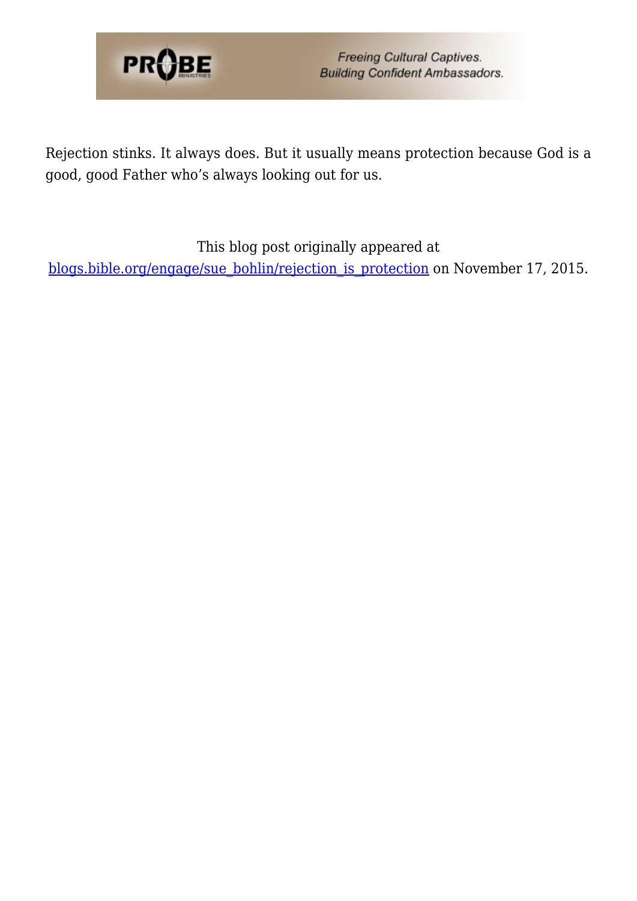Rejection stinks. It always does. But it usually means protection because God is a good, good Father who's always looking out for us.

This blog post originally appeared at [blogs.bible.org/engage/sue_bohlin/rejection_is_protection](blogs.bible.org/engage/sue_bohlin/rejection_is_protection) on November 17, 2015.